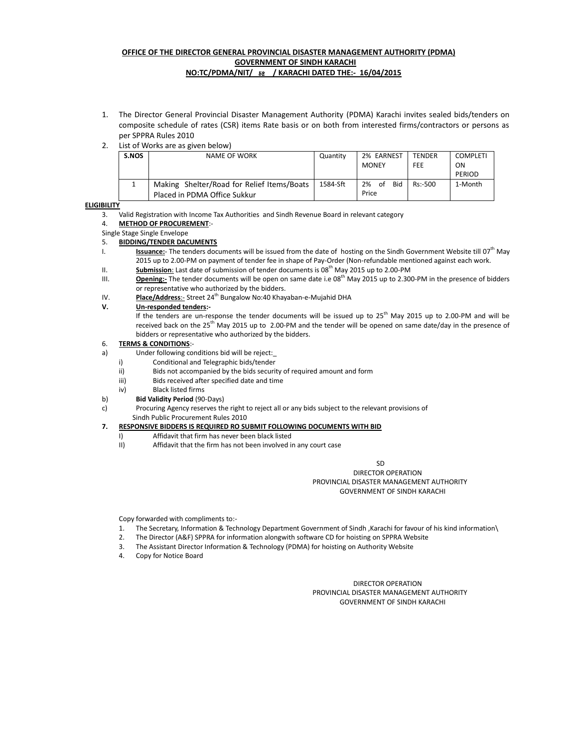**OFFICE OF THE DIRECTOR GENERAL PROVINCIAL DISASTER MANAGEMENT AUTHORITY (PDMA)**
**GOVERNMENT OF SINDH KARACHI**
**NO:TC/PDMA/NIT/ 52 / KARACHI DATED THE:- 16/04/2015**

1. The Director General Provincial Disaster Management Authority (PDMA) Karachi invites sealed bids/tenders on composite schedule of rates (CSR) items Rate basis or on both from interested firms/contractors or persons as per SPPRA Rules 2010
2. List of Works are as given below)

| S.NOS | NAME OF WORK | Quantity | 2% EARNEST MONEY | TENDER FEE | COMPLETION PERIOD |
|---|---|---|---|---|---|
| 1 | Making Shelter/Road for Relief Items/Boats Placed in PDMA Office Sukkur | 1584-Sft | 2% of Bid Price | Rs:-500 | 1-Month |

**ELIGIBILITY**

3. Valid Registration with Income Tax Authorities and Sindh Revenue Board in relevant category
4. **METHOD OF PROCUREMENT**:-

Single Stage Single Envelope

5. **BIDDING/TENDER DACUMENTS**

I. **Issuance:**- The tenders documents will be issued from the date of hosting on the Sindh Government Website till 07th May 2015 up to 2.00-PM on payment of tender fee in shape of Pay-Order (Non-refundable mentioned against each work.

II. **Submission**: Last date of submission of tender documents is 08th May 2015 up to 2.00-PM

III. **Opening:-** The tender documents will be open on same date i.e 08th May 2015 up to 2.300-PM in the presence of bidders or representative who authorized by the bidders.

IV. **Place/Address**:- Street 24th Bungalow No:40 Khayaban-e-Mujahid DHA

**V. Un-responded tenders:-**

If the tenders are un-response the tender documents will be issued up to 25th May 2015 up to 2.00-PM and will be received back on the 25th May 2015 up to 2.00-PM and the tender will be opened on same date/day in the presence of bidders or representative who authorized by the bidders.

6. **TERMS & CONDITIONS**:-

a) Under following conditions bid will be reject:_

   i) Conditional and Telegraphic bids/tender
   ii) Bids not accompanied by the bids security of required amount and form
   iii) Bids received after specified date and time
   iv) Black listed firms

b) **Bid Validity Period** (90-Days)

c) Procuring Agency reserves the right to reject all or any bids subject to the relevant provisions of Sindh Public Procurement Rules 2010

**7. RESPONSIVE BIDDERS IS REQUIRED RO SUBMIT FOLLOWING DOCUMENTS WITH BID**

   I) Affidavit that firm has never been black listed
   II) Affidavit that the firm has not been involved in any court case

SD
DIRECTOR OPERATION
PROVINCIAL DISASTER MANAGEMENT AUTHORITY
GOVERNMENT OF SINDH KARACHI

Copy forwarded with compliments to:-

1. The Secretary, Information & Technology Department Government of Sindh ,Karachi for favour of his kind information\
2. The Director (A&F) SPPRA for information alongwith software CD for hoisting on SPPRA Website
3. The Assistant Director Information & Technology (PDMA) for hoisting on Authority Website
4. Copy for Notice Board

DIRECTOR OPERATION
PROVINCIAL DISASTER MANAGEMENT AUTHORITY
GOVERNMENT OF SINDH KARACHI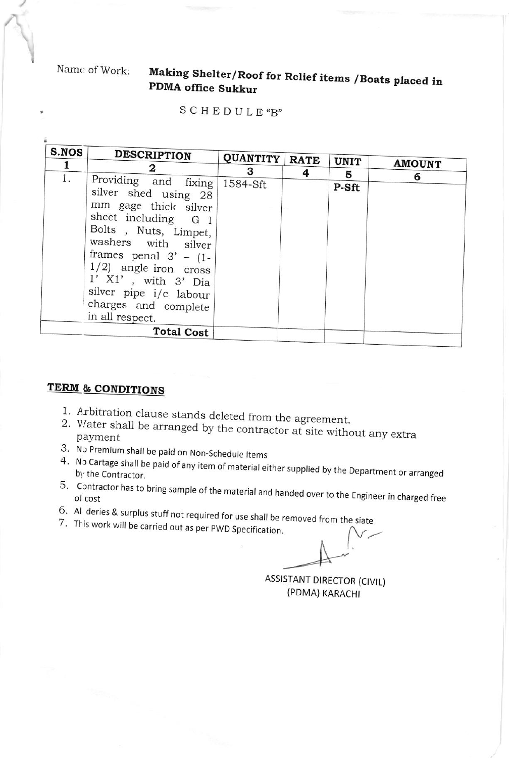Name of Work: **Making Shelter/Roof for Relief items /Boats placed in PDMA office Sukkur**

S C H E D U L E "B"

| S.NOS | DESCRIPTION | QUANTITY | RATE | UNIT | AMOUNT |
|---|---|---|---|---|---|
| 1 | 2 | 3 | 4 | 5 | 6 |
| 1. | Providing and fixing silver shed using 28 mm gage thick silver sheet including G I Bolts , Nuts, Limpet, washers with silver frames penal 3' – (1-1/2) angle iron cross 1' X1' , with 3' Dia silver pipe i/c labour charges and complete in all respect. | 1584-Sft | | P-Sft | |
| | **Total Cost** | | | | |

## TERM & CONDITIONS

1. Arbitration clause stands deleted from the agreement.
2. Water shall be arranged by the contractor at site without any extra payment
3. No Premium shall be paid on Non-Schedule Items
4. No Cartage shall be paid of any item of material either supplied by the Department or arranged by the Contractor.
5. Contractor has to bring sample of the material and handed over to the Engineer in charged free of cost
6. Al deries & surplus stuff not required for use shall be removed from the siate
7. This work will be carried out as per PWD Specification.

ASSISTANT DIRECTOR (CIVIL)
(PDMA) KARACHI